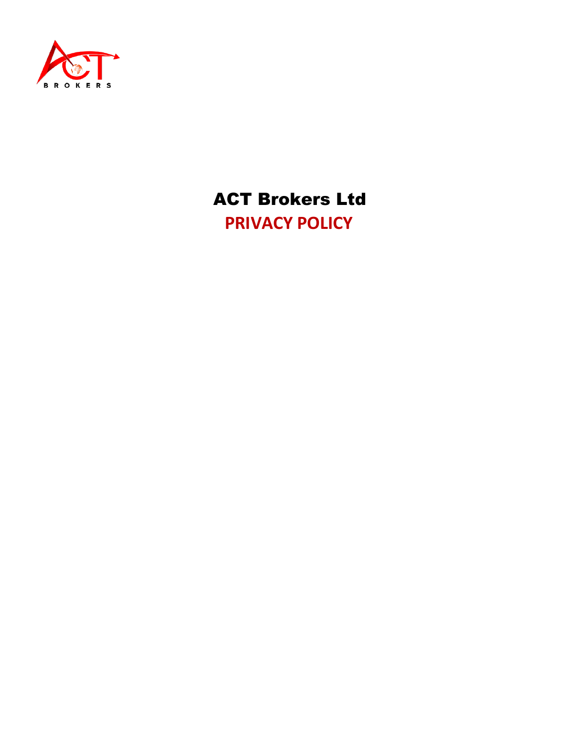# ACT Brokers Ltd

## PRIVACY POLICY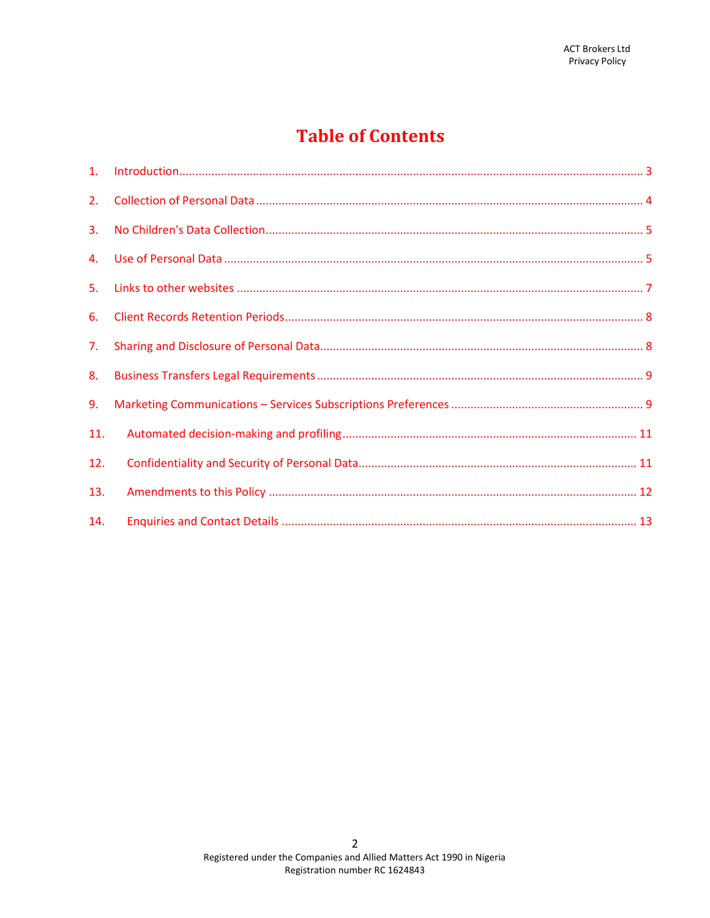# Table of Contents

1. Introduction ... 3
2. Collection of Personal Data ... 4
3. No Children's Data Collection ... 5
4. Use of Personal Data ... 5
5. Links to other websites ... 7
6. Client Records Retention Periods ... 8
7. Sharing and Disclosure of Personal Data ... 8
8. Business Transfers Legal Requirements ... 9
9. Marketing Communications – Services Subscriptions Preferences ... 9
11. Automated decision-making and profiling ... 11
12. Confidentiality and Security of Personal Data ... 11
13. Amendments to this Policy ... 12
14. Enquiries and Contact Details ... 13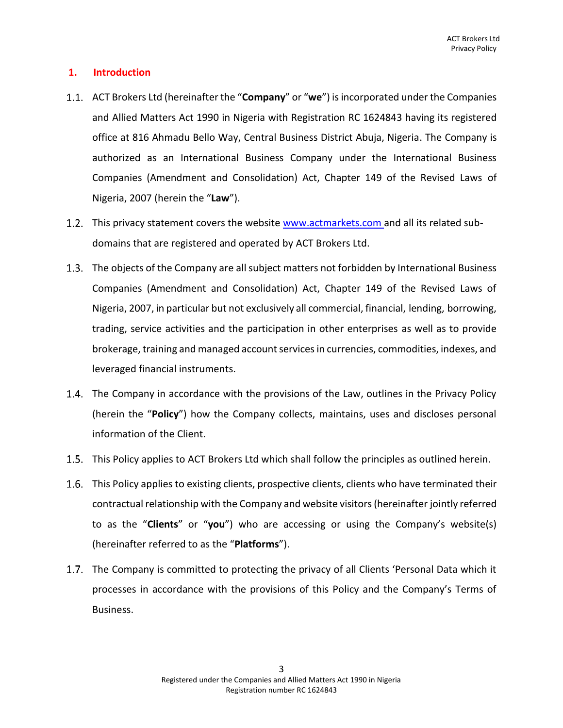## 1. Introduction

1.1. ACT Brokers Ltd (hereinafter the "**Company**" or "**we**") is incorporated under the Companies and Allied Matters Act 1990 in Nigeria with Registration RC 1624843 having its registered office at 816 Ahmadu Bello Way, Central Business District Abuja, Nigeria. The Company is authorized as an International Business Company under the International Business Companies (Amendment and Consolidation) Act, Chapter 149 of the Revised Laws of Nigeria, 2007 (herein the "**Law**").

1.2. This privacy statement covers the website [www.actmarkets.com](www.actmarkets.com) and all its related sub-domains that are registered and operated by ACT Brokers Ltd.

1.3. The objects of the Company are all subject matters not forbidden by International Business Companies (Amendment and Consolidation) Act, Chapter 149 of the Revised Laws of Nigeria, 2007, in particular but not exclusively all commercial, financial, lending, borrowing, trading, service activities and the participation in other enterprises as well as to provide brokerage, training and managed account services in currencies, commodities, indexes, and leveraged financial instruments.

1.4. The Company in accordance with the provisions of the Law, outlines in the Privacy Policy (herein the "**Policy**") how the Company collects, maintains, uses and discloses personal information of the Client.

1.5. This Policy applies to ACT Brokers Ltd which shall follow the principles as outlined herein.

1.6. This Policy applies to existing clients, prospective clients, clients who have terminated their contractual relationship with the Company and website visitors (hereinafter jointly referred to as the "**Clients**" or "**you**") who are accessing or using the Company's website(s) (hereinafter referred to as the "**Platforms**").

1.7. The Company is committed to protecting the privacy of all Clients 'Personal Data which it processes in accordance with the provisions of this Policy and the Company's Terms of Business.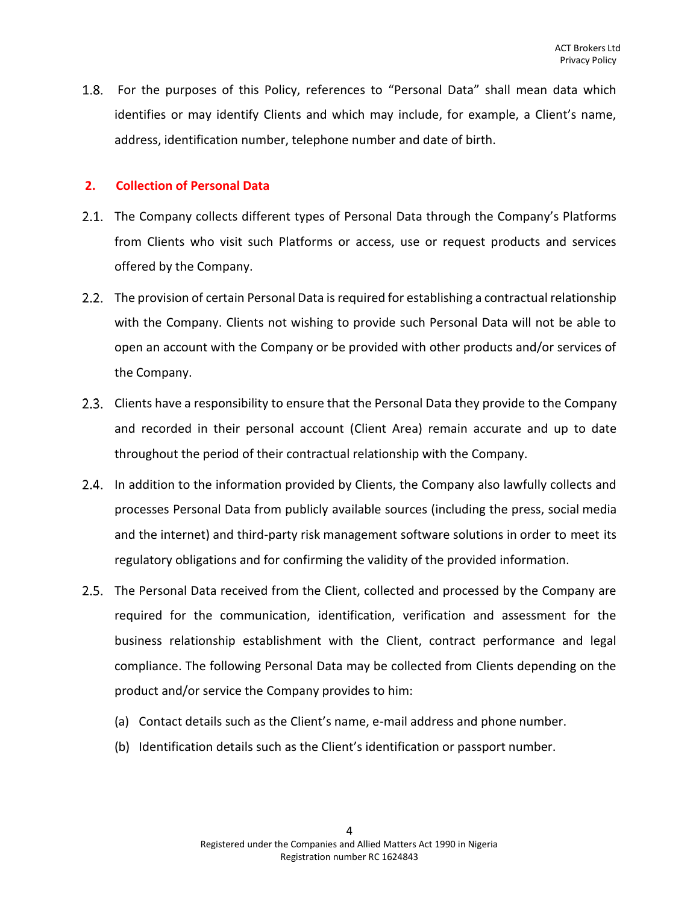1.8. For the purposes of this Policy, references to "Personal Data" shall mean data which identifies or may identify Clients and which may include, for example, a Client's name, address, identification number, telephone number and date of birth.

## 2. Collection of Personal Data

2.1. The Company collects different types of Personal Data through the Company's Platforms from Clients who visit such Platforms or access, use or request products and services offered by the Company.

2.2. The provision of certain Personal Data is required for establishing a contractual relationship with the Company. Clients not wishing to provide such Personal Data will not be able to open an account with the Company or be provided with other products and/or services of the Company.

2.3. Clients have a responsibility to ensure that the Personal Data they provide to the Company and recorded in their personal account (Client Area) remain accurate and up to date throughout the period of their contractual relationship with the Company.

2.4. In addition to the information provided by Clients, the Company also lawfully collects and processes Personal Data from publicly available sources (including the press, social media and the internet) and third-party risk management software solutions in order to meet its regulatory obligations and for confirming the validity of the provided information.

2.5. The Personal Data received from the Client, collected and processed by the Company are required for the communication, identification, verification and assessment for the business relationship establishment with the Client, contract performance and legal compliance. The following Personal Data may be collected from Clients depending on the product and/or service the Company provides to him:

(a) Contact details such as the Client's name, e-mail address and phone number.

(b) Identification details such as the Client's identification or passport number.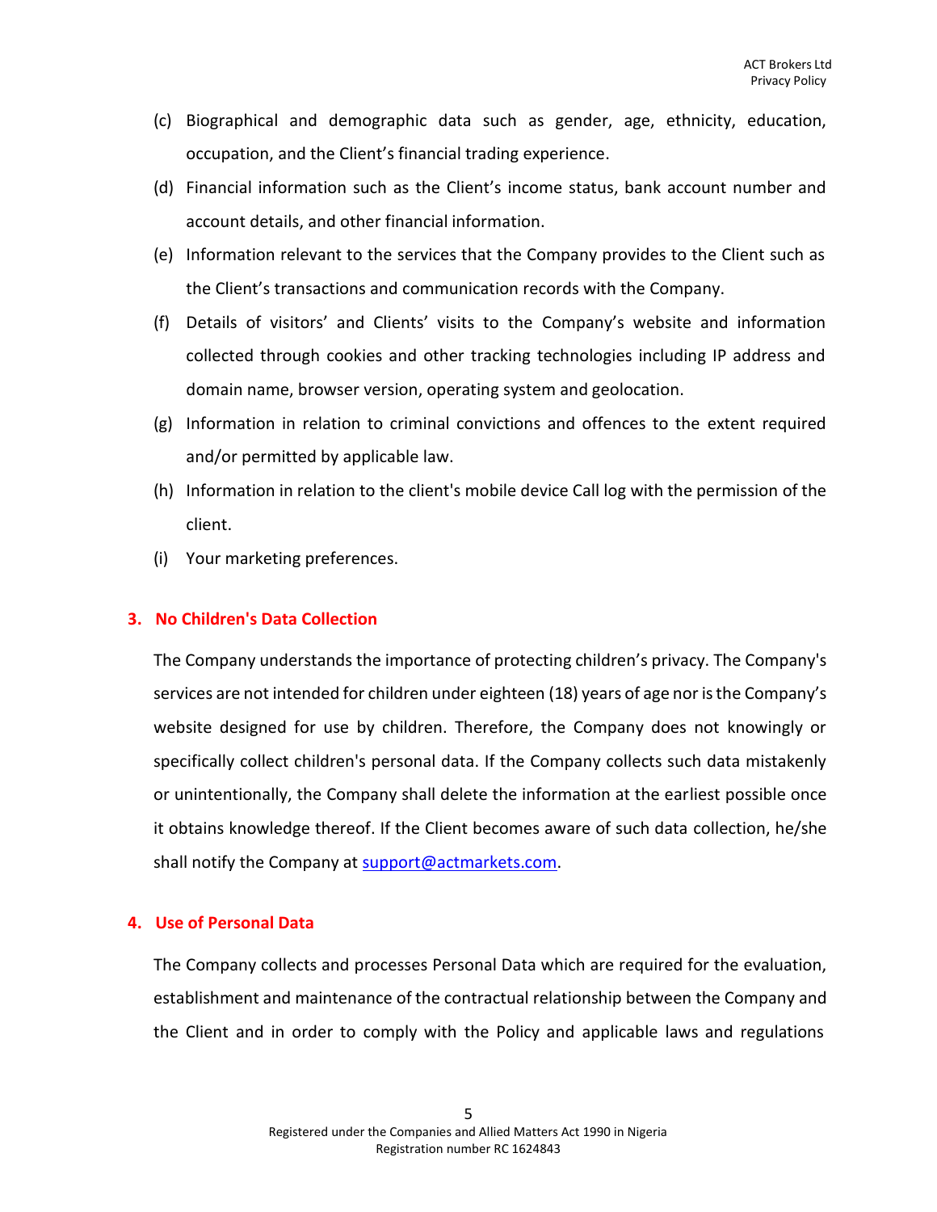(c) Biographical and demographic data such as gender, age, ethnicity, education, occupation, and the Client's financial trading experience.

(d) Financial information such as the Client's income status, bank account number and account details, and other financial information.

(e) Information relevant to the services that the Company provides to the Client such as the Client's transactions and communication records with the Company.

(f) Details of visitors' and Clients' visits to the Company's website and information collected through cookies and other tracking technologies including IP address and domain name, browser version, operating system and geolocation.

(g) Information in relation to criminal convictions and offences to the extent required and/or permitted by applicable law.

(h) Information in relation to the client's mobile device Call log with the permission of the client.

(i) Your marketing preferences.

## 3. No Children's Data Collection

The Company understands the importance of protecting children's privacy. The Company's services are not intended for children under eighteen (18) years of age nor is the Company's website designed for use by children. Therefore, the Company does not knowingly or specifically collect children's personal data. If the Company collects such data mistakenly or unintentionally, the Company shall delete the information at the earliest possible once it obtains knowledge thereof. If the Client becomes aware of such data collection, he/she shall notify the Company at support@actmarkets.com.

## 4. Use of Personal Data

The Company collects and processes Personal Data which are required for the evaluation, establishment and maintenance of the contractual relationship between the Company and the Client and in order to comply with the Policy and applicable laws and regulations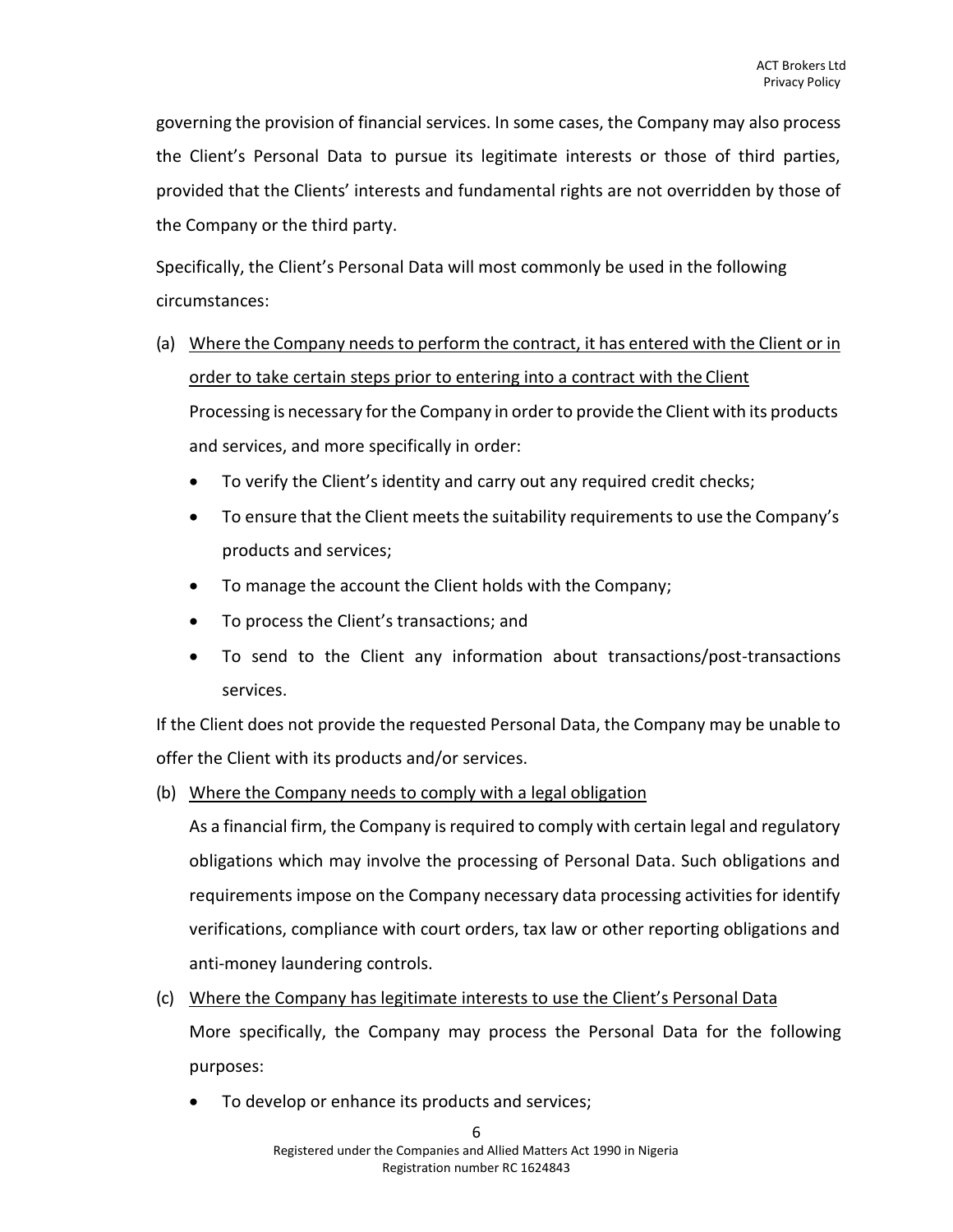governing the provision of financial services. In some cases, the Company may also process the Client's Personal Data to pursue its legitimate interests or those of third parties, provided that the Clients' interests and fundamental rights are not overridden by those of the Company or the third party.

Specifically, the Client's Personal Data will most commonly be used in the following circumstances:

(a) <u>Where the Company needs to perform the contract, it has entered with the Client or in order to take certain steps prior to entering into a contract with the Client</u>

Processing is necessary for the Company in order to provide the Client with its products and services, and more specifically in order:

- To verify the Client's identity and carry out any required credit checks;
- To ensure that the Client meets the suitability requirements to use the Company's products and services;
- To manage the account the Client holds with the Company;
- To process the Client's transactions; and
- To send to the Client any information about transactions/post-transactions services.

If the Client does not provide the requested Personal Data, the Company may be unable to offer the Client with its products and/or services.

(b) <u>Where the Company needs to comply with a legal obligation</u>

As a financial firm, the Company is required to comply with certain legal and regulatory obligations which may involve the processing of Personal Data. Such obligations and requirements impose on the Company necessary data processing activities for identify verifications, compliance with court orders, tax law or other reporting obligations and anti-money laundering controls.

(c) <u>Where the Company has legitimate interests to use the Client's Personal Data</u>

More specifically, the Company may process the Personal Data for the following purposes:

- To develop or enhance its products and services;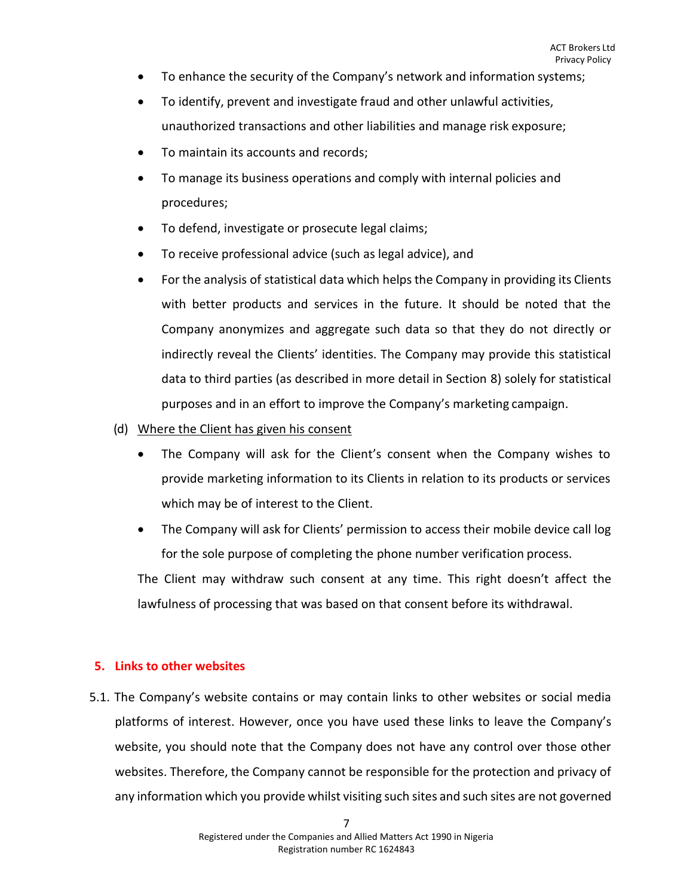- To enhance the security of the Company's network and information systems;
- To identify, prevent and investigate fraud and other unlawful activities, unauthorized transactions and other liabilities and manage risk exposure;
- To maintain its accounts and records;
- To manage its business operations and comply with internal policies and procedures;
- To defend, investigate or prosecute legal claims;
- To receive professional advice (such as legal advice), and
- For the analysis of statistical data which helps the Company in providing its Clients with better products and services in the future. It should be noted that the Company anonymizes and aggregate such data so that they do not directly or indirectly reveal the Clients' identities. The Company may provide this statistical data to third parties (as described in more detail in Section 8) solely for statistical purposes and in an effort to improve the Company's marketing campaign.

(d) <u>Where the Client has given his consent</u>

- The Company will ask for the Client's consent when the Company wishes to provide marketing information to its Clients in relation to its products or services which may be of interest to the Client.
- The Company will ask for Clients' permission to access their mobile device call log for the sole purpose of completing the phone number verification process.

The Client may withdraw such consent at any time. This right doesn't affect the lawfulness of processing that was based on that consent before its withdrawal.

## 5. Links to other websites

5.1. The Company's website contains or may contain links to other websites or social media platforms of interest. However, once you have used these links to leave the Company's website, you should note that the Company does not have any control over those other websites. Therefore, the Company cannot be responsible for the protection and privacy of any information which you provide whilst visiting such sites and such sites are not governed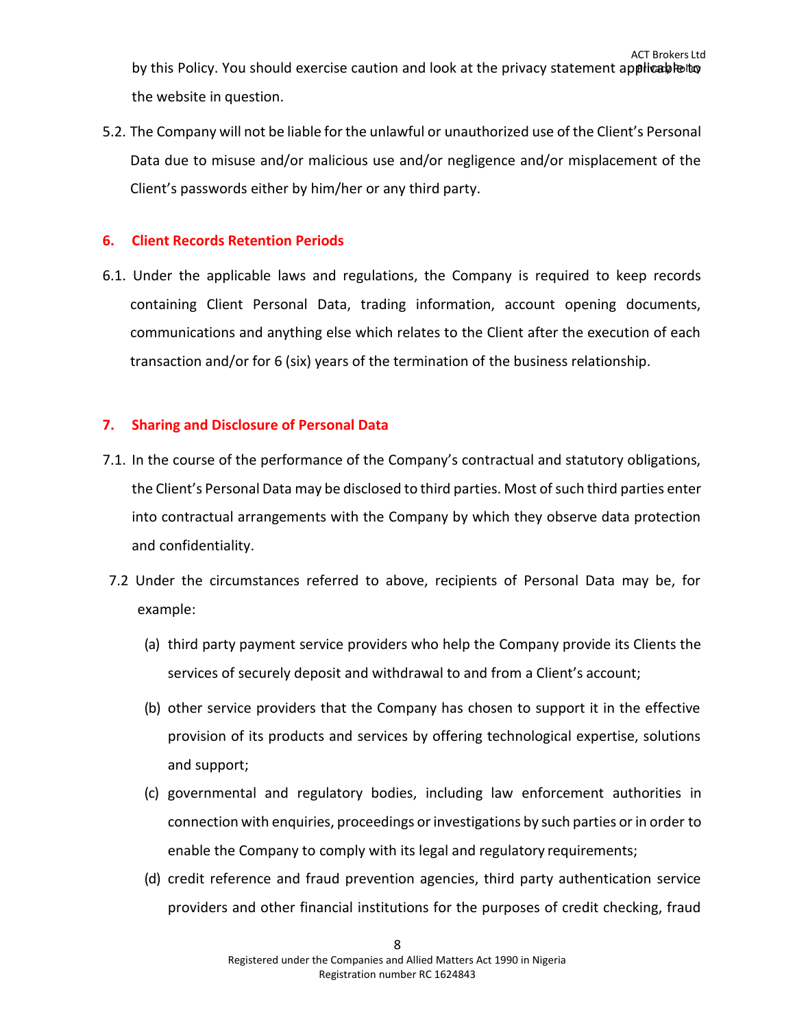by this Policy. You should exercise caution and look at the privacy statement applicable to the website in question.

5.2. The Company will not be liable for the unlawful or unauthorized use of the Client's Personal Data due to misuse and/or malicious use and/or negligence and/or misplacement of the Client's passwords either by him/her or any third party.

## 6. Client Records Retention Periods

6.1. Under the applicable laws and regulations, the Company is required to keep records containing Client Personal Data, trading information, account opening documents, communications and anything else which relates to the Client after the execution of each transaction and/or for 6 (six) years of the termination of the business relationship.

## 7. Sharing and Disclosure of Personal Data

7.1. In the course of the performance of the Company's contractual and statutory obligations, the Client's Personal Data may be disclosed to third parties. Most of such third parties enter into contractual arrangements with the Company by which they observe data protection and confidentiality.

7.2 Under the circumstances referred to above, recipients of Personal Data may be, for example:

(a) third party payment service providers who help the Company provide its Clients the services of securely deposit and withdrawal to and from a Client's account;

(b) other service providers that the Company has chosen to support it in the effective provision of its products and services by offering technological expertise, solutions and support;

(c) governmental and regulatory bodies, including law enforcement authorities in connection with enquiries, proceedings or investigations by such parties or in order to enable the Company to comply with its legal and regulatory requirements;

(d) credit reference and fraud prevention agencies, third party authentication service providers and other financial institutions for the purposes of credit checking, fraud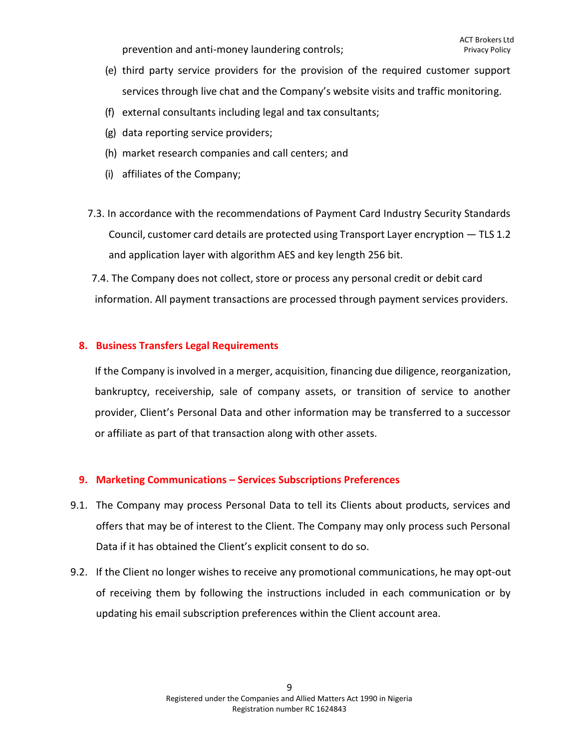prevention and anti-money laundering controls;

(e) third party service providers for the provision of the required customer support services through live chat and the Company's website visits and traffic monitoring.

(f) external consultants including legal and tax consultants;

(g) data reporting service providers;

(h) market research companies and call centers; and

(i) affiliates of the Company;

7.3. In accordance with the recommendations of Payment Card Industry Security Standards Council, customer card details are protected using Transport Layer encryption — TLS 1.2 and application layer with algorithm AES and key length 256 bit.

7.4. The Company does not collect, store or process any personal credit or debit card information. All payment transactions are processed through payment services providers.

## 8. Business Transfers Legal Requirements

If the Company is involved in a merger, acquisition, financing due diligence, reorganization, bankruptcy, receivership, sale of company assets, or transition of service to another provider, Client's Personal Data and other information may be transferred to a successor or affiliate as part of that transaction along with other assets.

## 9. Marketing Communications – Services Subscriptions Preferences

9.1. The Company may process Personal Data to tell its Clients about products, services and offers that may be of interest to the Client. The Company may only process such Personal Data if it has obtained the Client's explicit consent to do so.

9.2. If the Client no longer wishes to receive any promotional communications, he may opt-out of receiving them by following the instructions included in each communication or by updating his email subscription preferences within the Client account area.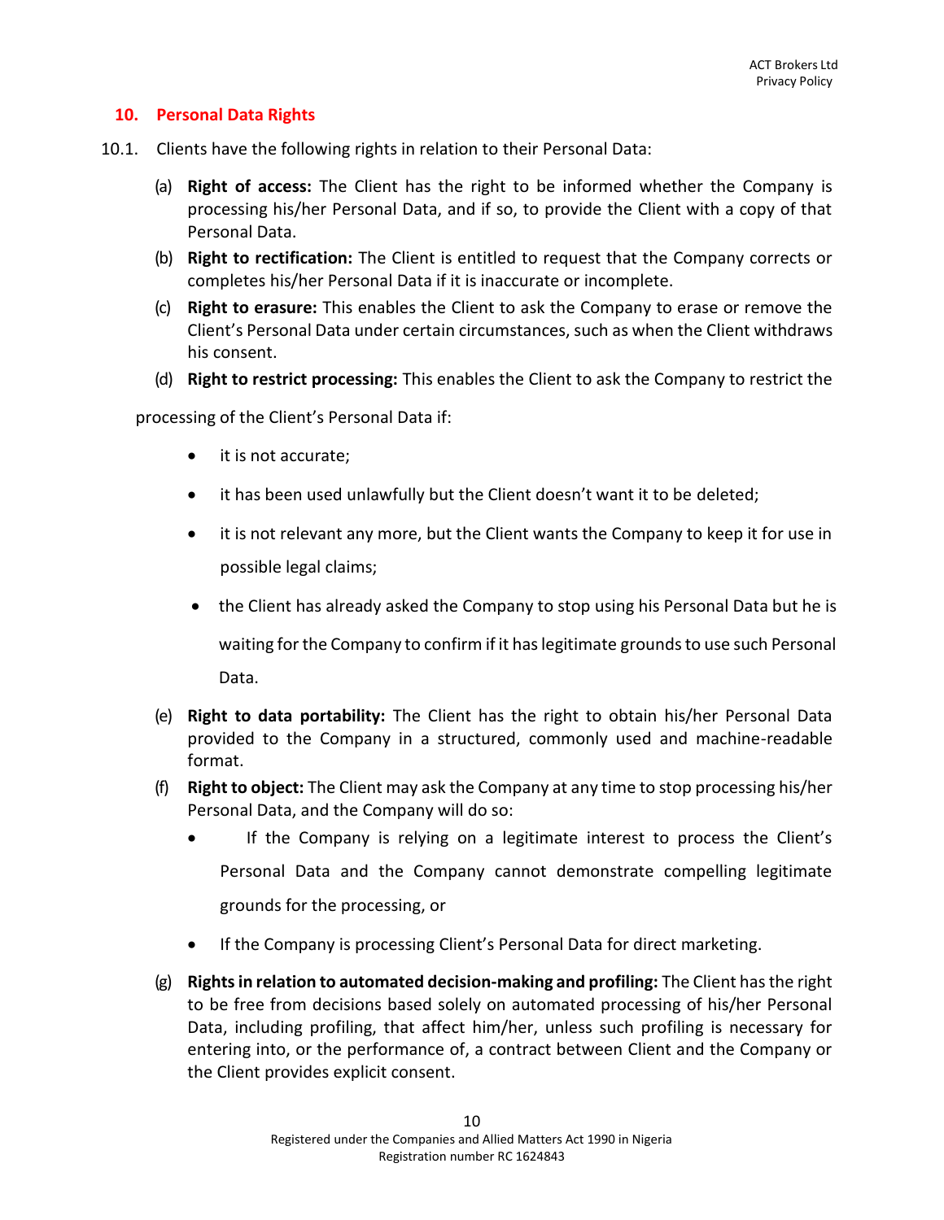## 10. Personal Data Rights

10.1. Clients have the following rights in relation to their Personal Data:

(a) **Right of access:** The Client has the right to be informed whether the Company is processing his/her Personal Data, and if so, to provide the Client with a copy of that Personal Data.

(b) **Right to rectification:** The Client is entitled to request that the Company corrects or completes his/her Personal Data if it is inaccurate or incomplete.

(c) **Right to erasure:** This enables the Client to ask the Company to erase or remove the Client's Personal Data under certain circumstances, such as when the Client withdraws his consent.

(d) **Right to restrict processing:** This enables the Client to ask the Company to restrict the processing of the Client's Personal Data if:

- it is not accurate;
- it has been used unlawfully but the Client doesn't want it to be deleted;
- it is not relevant any more, but the Client wants the Company to keep it for use in possible legal claims;
- the Client has already asked the Company to stop using his Personal Data but he is waiting for the Company to confirm if it has legitimate grounds to use such Personal Data.

(e) **Right to data portability:** The Client has the right to obtain his/her Personal Data provided to the Company in a structured, commonly used and machine-readable format.

(f) **Right to object:** The Client may ask the Company at any time to stop processing his/her Personal Data, and the Company will do so:

- If the Company is relying on a legitimate interest to process the Client's Personal Data and the Company cannot demonstrate compelling legitimate grounds for the processing, or
- If the Company is processing Client's Personal Data for direct marketing.

(g) **Rights in relation to automated decision-making and profiling:** The Client has the right to be free from decisions based solely on automated processing of his/her Personal Data, including profiling, that affect him/her, unless such profiling is necessary for entering into, or the performance of, a contract between Client and the Company or the Client provides explicit consent.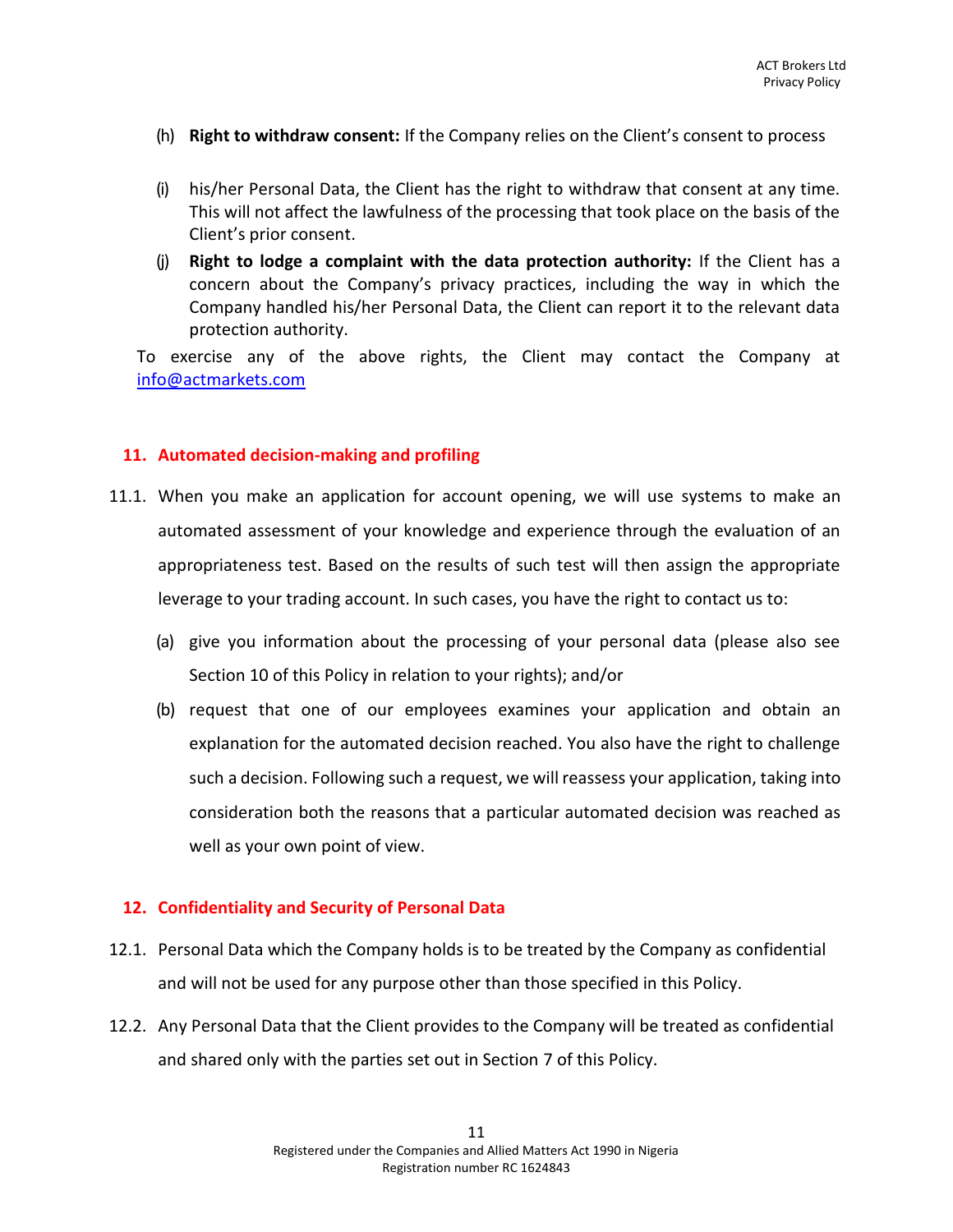(h) **Right to withdraw consent:** If the Company relies on the Client's consent to process

(i) his/her Personal Data, the Client has the right to withdraw that consent at any time. This will not affect the lawfulness of the processing that took place on the basis of the Client's prior consent.

(j) **Right to lodge a complaint with the data protection authority:** If the Client has a concern about the Company's privacy practices, including the way in which the Company handled his/her Personal Data, the Client can report it to the relevant data protection authority.

To exercise any of the above rights, the Client may contact the Company at info@actmarkets.com

## 11. Automated decision-making and profiling

11.1. When you make an application for account opening, we will use systems to make an automated assessment of your knowledge and experience through the evaluation of an appropriateness test. Based on the results of such test will then assign the appropriate leverage to your trading account. In such cases, you have the right to contact us to:

(a) give you information about the processing of your personal data (please also see Section 10 of this Policy in relation to your rights); and/or

(b) request that one of our employees examines your application and obtain an explanation for the automated decision reached. You also have the right to challenge such a decision. Following such a request, we will reassess your application, taking into consideration both the reasons that a particular automated decision was reached as well as your own point of view.

## 12. Confidentiality and Security of Personal Data

12.1. Personal Data which the Company holds is to be treated by the Company as confidential and will not be used for any purpose other than those specified in this Policy.

12.2. Any Personal Data that the Client provides to the Company will be treated as confidential and shared only with the parties set out in Section 7 of this Policy.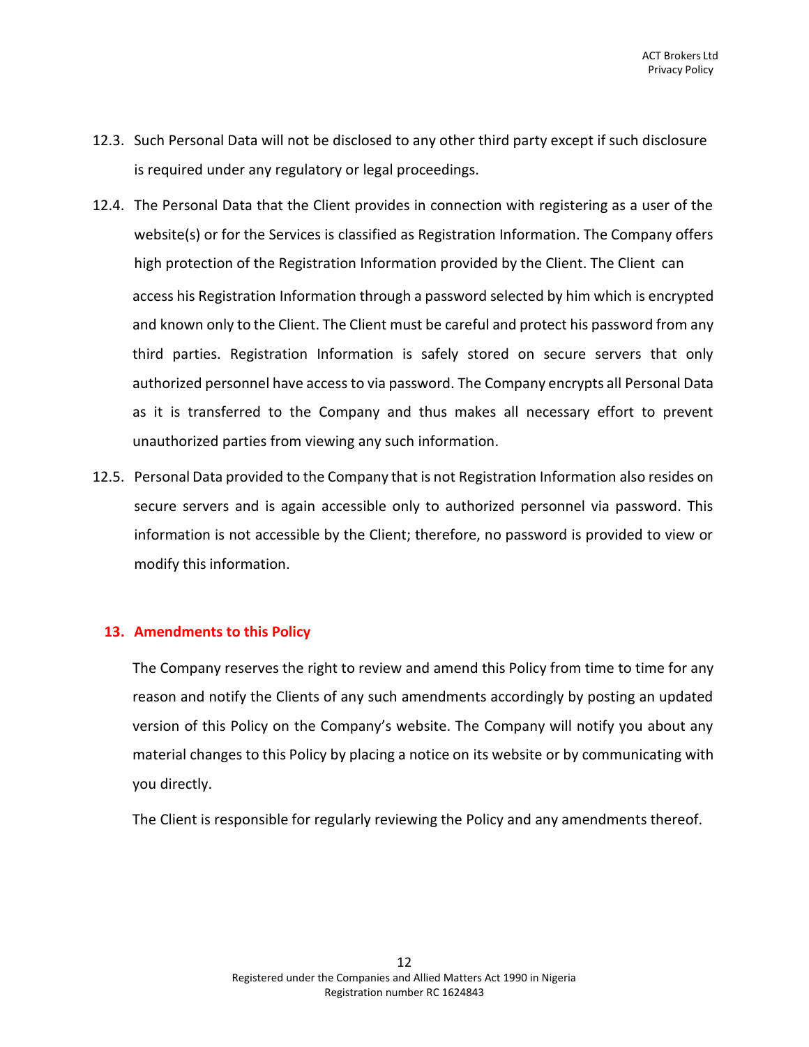12.3. Such Personal Data will not be disclosed to any other third party except if such disclosure is required under any regulatory or legal proceedings.

12.4. The Personal Data that the Client provides in connection with registering as a user of the website(s) or for the Services is classified as Registration Information. The Company offers high protection of the Registration Information provided by the Client. The Client can access his Registration Information through a password selected by him which is encrypted and known only to the Client. The Client must be careful and protect his password from any third parties. Registration Information is safely stored on secure servers that only authorized personnel have access to via password. The Company encrypts all Personal Data as it is transferred to the Company and thus makes all necessary effort to prevent unauthorized parties from viewing any such information.

12.5. Personal Data provided to the Company that is not Registration Information also resides on secure servers and is again accessible only to authorized personnel via password. This information is not accessible by the Client; therefore, no password is provided to view or modify this information.

## 13. Amendments to this Policy

The Company reserves the right to review and amend this Policy from time to time for any reason and notify the Clients of any such amendments accordingly by posting an updated version of this Policy on the Company's website. The Company will notify you about any material changes to this Policy by placing a notice on its website or by communicating with you directly.

The Client is responsible for regularly reviewing the Policy and any amendments thereof.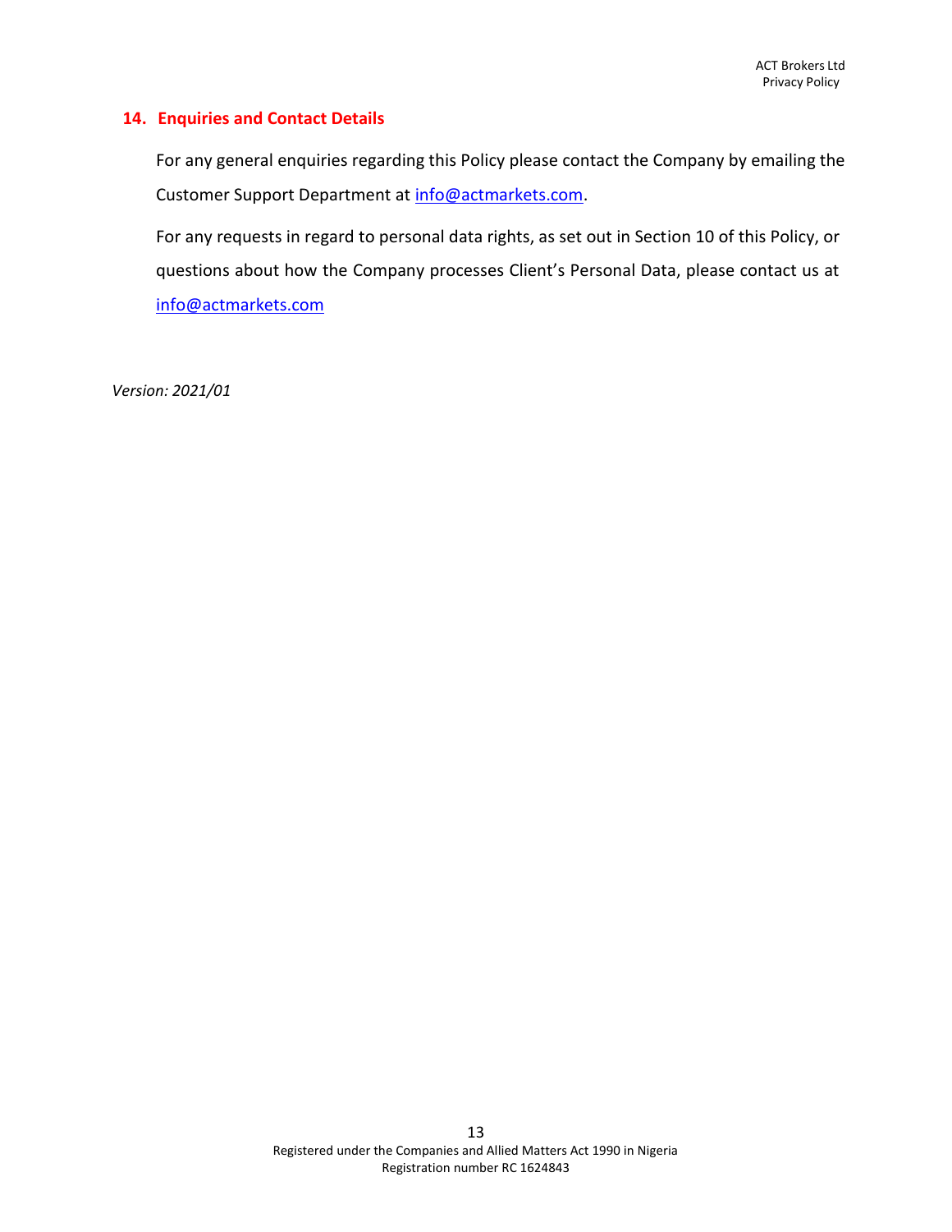## 14. Enquiries and Contact Details

For any general enquiries regarding this Policy please contact the Company by emailing the Customer Support Department at info@actmarkets.com.

For any requests in regard to personal data rights, as set out in Section 10 of this Policy, or questions about how the Company processes Client's Personal Data, please contact us at info@actmarkets.com

*Version: 2021/01*